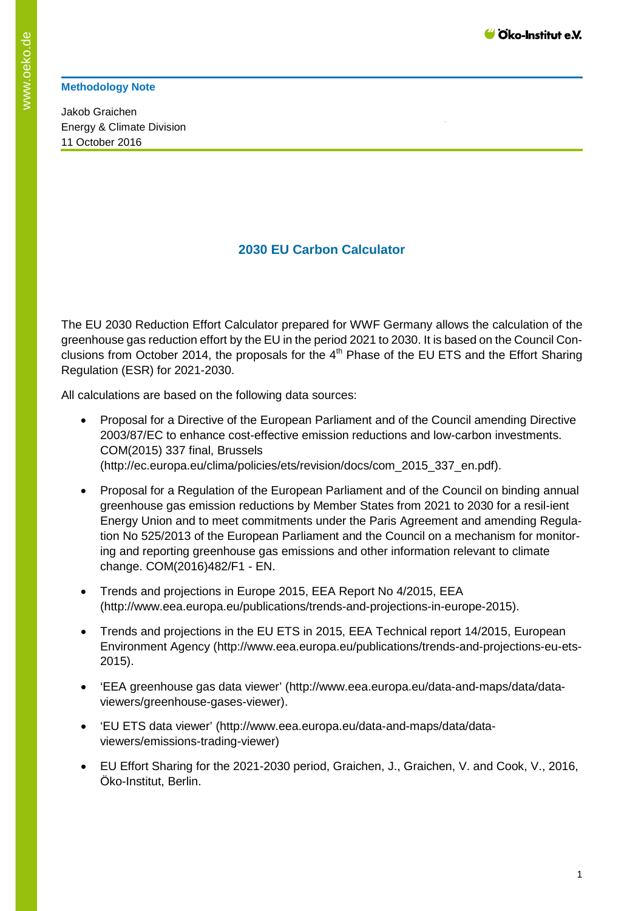**Methodology Note**

Jakob Graichen
Energy & Climate Division
11 October 2016

## 2030 EU Carbon Calculator

The EU 2030 Reduction Effort Calculator prepared for WWF Germany allows the calculation of the greenhouse gas reduction effort by the EU in the period 2021 to 2030. It is based on the Council Conclusions from October 2014, the proposals for the 4th Phase of the EU ETS and the Effort Sharing Regulation (ESR) for 2021-2030.

All calculations are based on the following data sources:

- Proposal for a Directive of the European Parliament and of the Council amending Directive 2003/87/EC to enhance cost-effective emission reductions and low-carbon investments. COM(2015) 337 final, Brussels (http://ec.europa.eu/clima/policies/ets/revision/docs/com_2015_337_en.pdf).
- Proposal for a Regulation of the European Parliament and of the Council on binding annual greenhouse gas emission reductions by Member States from 2021 to 2030 for a resil-ient Energy Union and to meet commitments under the Paris Agreement and amending Regulation No 525/2013 of the European Parliament and the Council on a mechanism for monitoring and reporting greenhouse gas emissions and other information relevant to climate change. COM(2016)482/F1 - EN.
- Trends and projections in Europe 2015, EEA Report No 4/2015, EEA (http://www.eea.europa.eu/publications/trends-and-projections-in-europe-2015).
- Trends and projections in the EU ETS in 2015, EEA Technical report 14/2015, European Environment Agency (http://www.eea.europa.eu/publications/trends-and-projections-eu-ets-2015).
- 'EEA greenhouse gas data viewer' (http://www.eea.europa.eu/data-and-maps/data/data-viewers/greenhouse-gases-viewer).
- 'EU ETS data viewer' (http://www.eea.europa.eu/data-and-maps/data/data-viewers/emissions-trading-viewer)
- EU Effort Sharing for the 2021-2030 period, Graichen, J., Graichen, V. and Cook, V., 2016, Öko-Institut, Berlin.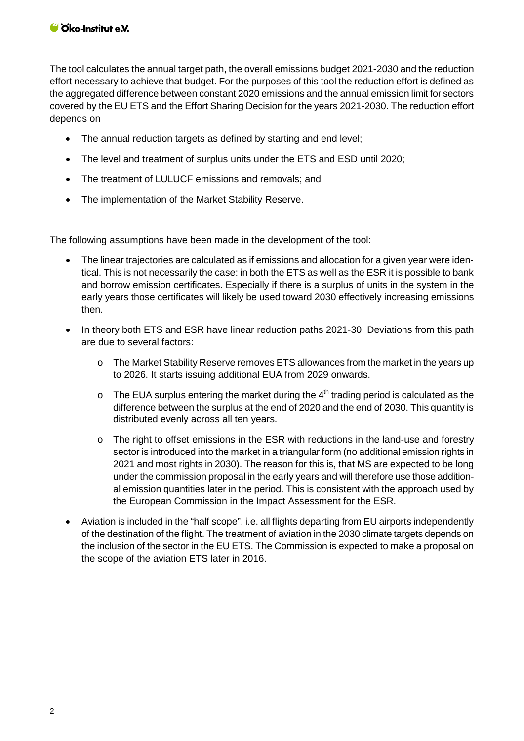The tool calculates the annual target path, the overall emissions budget 2021-2030 and the reduction effort necessary to achieve that budget. For the purposes of this tool the reduction effort is defined as the aggregated difference between constant 2020 emissions and the annual emission limit for sectors covered by the EU ETS and the Effort Sharing Decision for the years 2021-2030. The reduction effort depends on

- The annual reduction targets as defined by starting and end level;
- The level and treatment of surplus units under the ETS and ESD until 2020;
- The treatment of LULUCF emissions and removals; and
- The implementation of the Market Stability Reserve.

The following assumptions have been made in the development of the tool:

- The linear trajectories are calculated as if emissions and allocation for a given year were identical. This is not necessarily the case: in both the ETS as well as the ESR it is possible to bank and borrow emission certificates. Especially if there is a surplus of units in the system in the early years those certificates will likely be used toward 2030 effectively increasing emissions then.
- In theory both ETS and ESR have linear reduction paths 2021-30. Deviations from this path are due to several factors:
  - The Market Stability Reserve removes ETS allowances from the market in the years up to 2026. It starts issuing additional EUA from 2029 onwards.
  - The EUA surplus entering the market during the 4th trading period is calculated as the difference between the surplus at the end of 2020 and the end of 2030. This quantity is distributed evenly across all ten years.
  - The right to offset emissions in the ESR with reductions in the land-use and forestry sector is introduced into the market in a triangular form (no additional emission rights in 2021 and most rights in 2030). The reason for this is, that MS are expected to be long under the commission proposal in the early years and will therefore use those additional emission quantities later in the period. This is consistent with the approach used by the European Commission in the Impact Assessment for the ESR.
- Aviation is included in the "half scope", i.e. all flights departing from EU airports independently of the destination of the flight. The treatment of aviation in the 2030 climate targets depends on the inclusion of the sector in the EU ETS. The Commission is expected to make a proposal on the scope of the aviation ETS later in 2016.